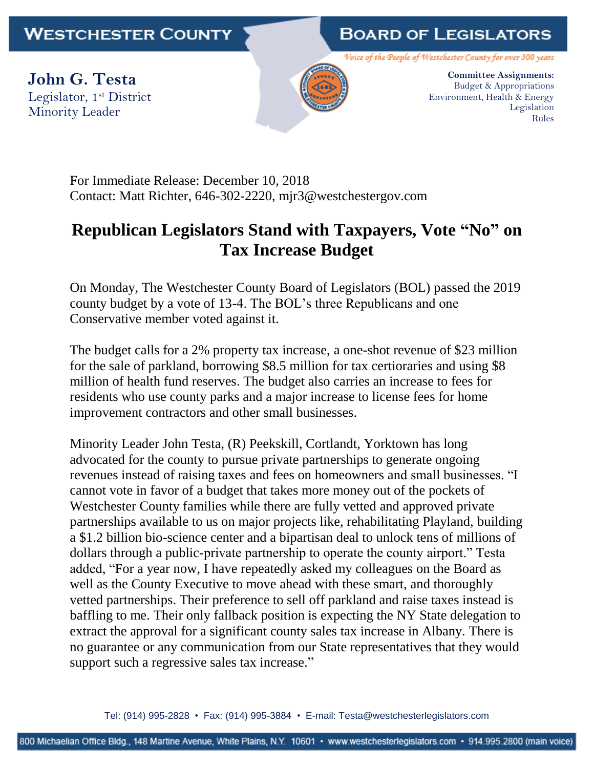**WESTCHESTER COUNTY** | **BOARD OF LEGISLATORS**

*Voice of the People of Westchester County for over 300 years*

**John G. Testa**
Legislator, 1st District
Minority Leader

**Committee Assignments:**
Budget & Appropriations
Environment, Health & Energy
Legislation
Rules

For Immediate Release: December 10, 2018
Contact: Matt Richter, 646-302-2220, mjr3@westchestergov.com

# Republican Legislators Stand with Taxpayers, Vote "No" on Tax Increase Budget

On Monday, The Westchester County Board of Legislators (BOL) passed the 2019 county budget by a vote of 13-4. The BOL's three Republicans and one Conservative member voted against it.

The budget calls for a 2% property tax increase, a one-shot revenue of $23 million for the sale of parkland, borrowing $8.5 million for tax certioraries and using $8 million of health fund reserves. The budget also carries an increase to fees for residents who use county parks and a major increase to license fees for home improvement contractors and other small businesses.

Minority Leader John Testa, (R) Peekskill, Cortlandt, Yorktown has long advocated for the county to pursue private partnerships to generate ongoing revenues instead of raising taxes and fees on homeowners and small businesses. "I cannot vote in favor of a budget that takes more money out of the pockets of Westchester County families while there are fully vetted and approved private partnerships available to us on major projects like, rehabilitating Playland, building a $1.2 billion bio-science center and a bipartisan deal to unlock tens of millions of dollars through a public-private partnership to operate the county airport." Testa added, "For a year now, I have repeatedly asked my colleagues on the Board as well as the County Executive to move ahead with these smart, and thoroughly vetted partnerships. Their preference to sell off parkland and raise taxes instead is baffling to me. Their only fallback position is expecting the NY State delegation to extract the approval for a significant county sales tax increase in Albany. There is no guarantee or any communication from our State representatives that they would support such a regressive sales tax increase."

Tel: (914) 995-2828 • Fax: (914) 995-3884 • E-mail: Testa@westchesterlegislators.com

800 Michaelian Office Bldg., 148 Martine Avenue, White Plains, N.Y. 10601 • www.westchesterlegislators.com • 914.995.2800 (main voice)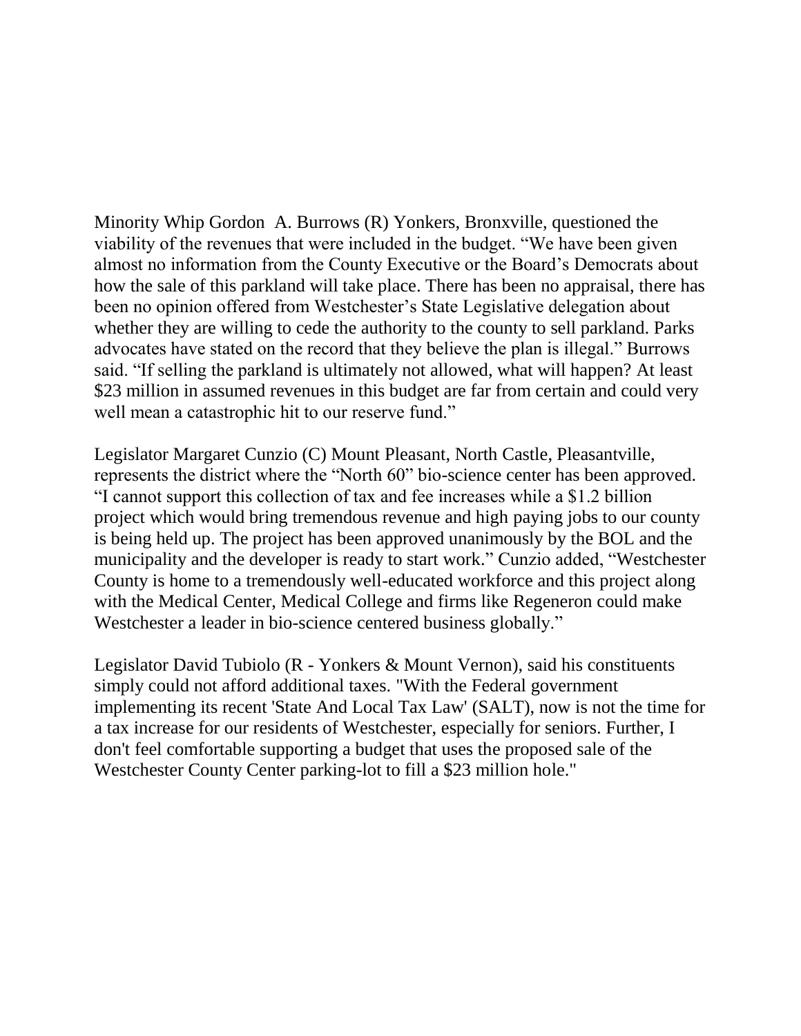Minority Whip Gordon  A. Burrows (R) Yonkers, Bronxville, questioned the viability of the revenues that were included in the budget. "We have been given almost no information from the County Executive or the Board's Democrats about how the sale of this parkland will take place. There has been no appraisal, there has been no opinion offered from Westchester's State Legislative delegation about whether they are willing to cede the authority to the county to sell parkland. Parks advocates have stated on the record that they believe the plan is illegal." Burrows said. "If selling the parkland is ultimately not allowed, what will happen? At least $23 million in assumed revenues in this budget are far from certain and could very well mean a catastrophic hit to our reserve fund."

Legislator Margaret Cunzio (C) Mount Pleasant, North Castle, Pleasantville, represents the district where the "North 60" bio-science center has been approved. "I cannot support this collection of tax and fee increases while a $1.2 billion project which would bring tremendous revenue and high paying jobs to our county is being held up. The project has been approved unanimously by the BOL and the municipality and the developer is ready to start work." Cunzio added, "Westchester County is home to a tremendously well-educated workforce and this project along with the Medical Center, Medical College and firms like Regeneron could make Westchester a leader in bio-science centered business globally."

Legislator David Tubiolo (R - Yonkers & Mount Vernon), said his constituents simply could not afford additional taxes. "With the Federal government implementing its recent 'State And Local Tax Law' (SALT), now is not the time for a tax increase for our residents of Westchester, especially for seniors. Further, I don't feel comfortable supporting a budget that uses the proposed sale of the Westchester County Center parking-lot to fill a $23 million hole."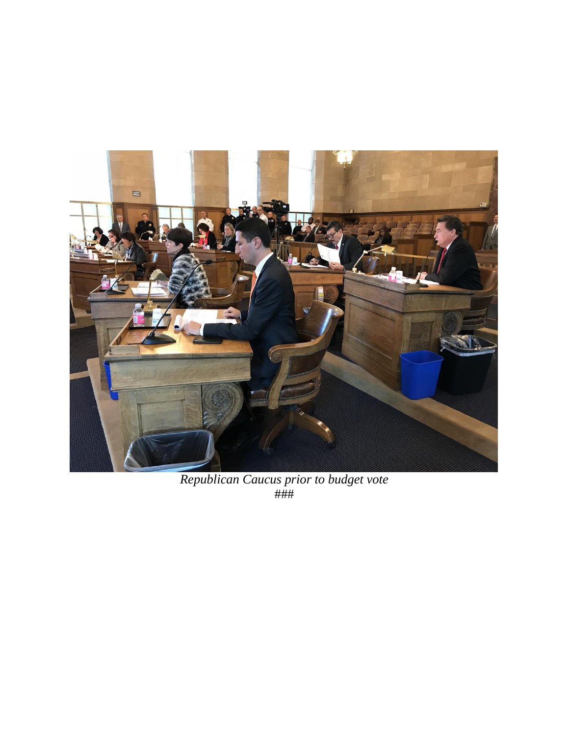*Republican Caucus prior to budget vote*

###